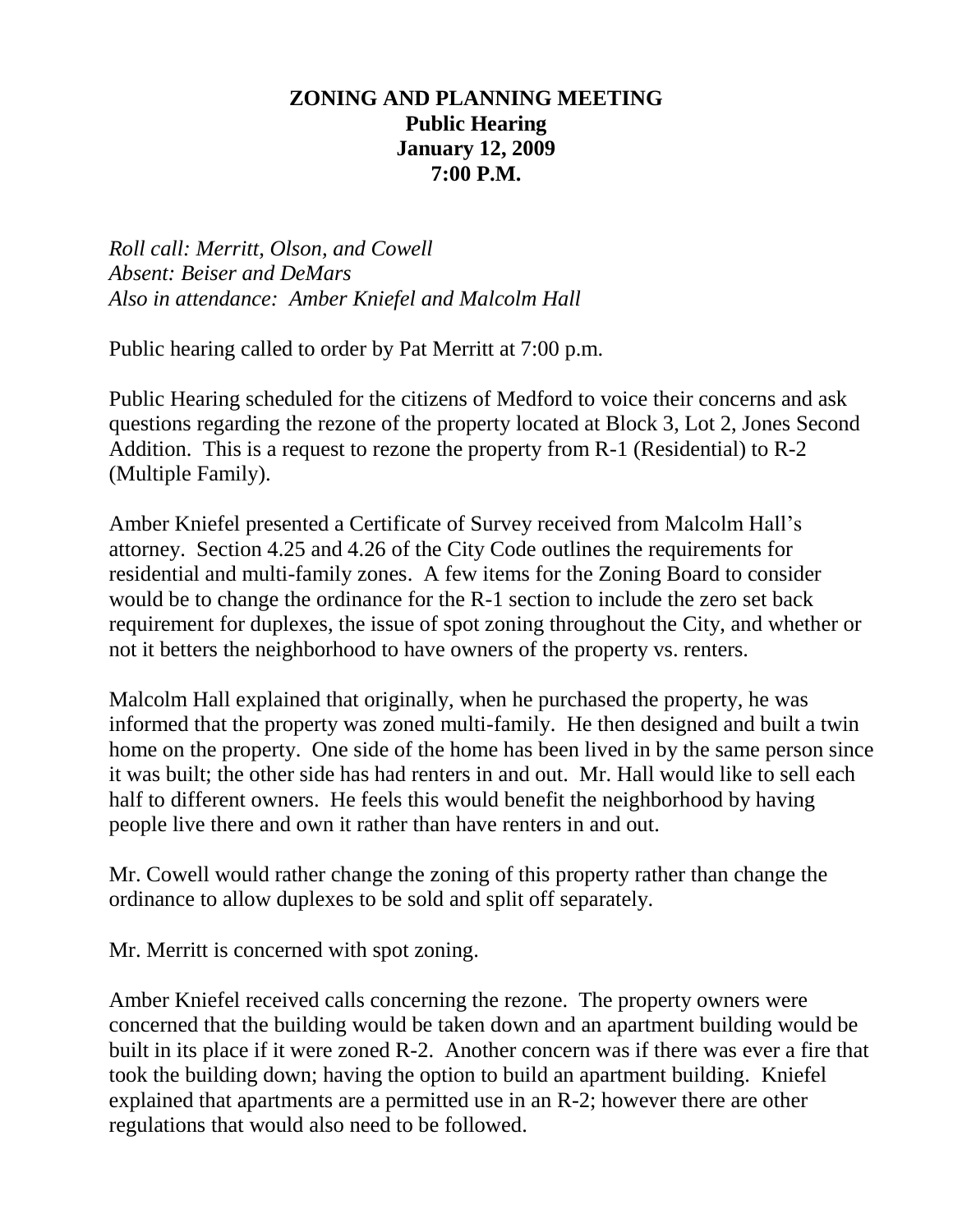# ZONING AND PLANNING MEETING
## Public Hearing
## January 12, 2009
## 7:00 P.M.

*Roll call: Merritt, Olson, and Cowell*
*Absent: Beiser and DeMars*
*Also in attendance: Amber Kniefel and Malcolm Hall*

Public hearing called to order by Pat Merritt at 7:00 p.m.

Public Hearing scheduled for the citizens of Medford to voice their concerns and ask questions regarding the rezone of the property located at Block 3, Lot 2, Jones Second Addition. This is a request to rezone the property from R-1 (Residential) to R-2 (Multiple Family).

Amber Kniefel presented a Certificate of Survey received from Malcolm Hall's attorney. Section 4.25 and 4.26 of the City Code outlines the requirements for residential and multi-family zones. A few items for the Zoning Board to consider would be to change the ordinance for the R-1 section to include the zero set back requirement for duplexes, the issue of spot zoning throughout the City, and whether or not it betters the neighborhood to have owners of the property vs. renters.

Malcolm Hall explained that originally, when he purchased the property, he was informed that the property was zoned multi-family. He then designed and built a twin home on the property. One side of the home has been lived in by the same person since it was built; the other side has had renters in and out. Mr. Hall would like to sell each half to different owners. He feels this would benefit the neighborhood by having people live there and own it rather than have renters in and out.

Mr. Cowell would rather change the zoning of this property rather than change the ordinance to allow duplexes to be sold and split off separately.

Mr. Merritt is concerned with spot zoning.

Amber Kniefel received calls concerning the rezone. The property owners were concerned that the building would be taken down and an apartment building would be built in its place if it were zoned R-2. Another concern was if there was ever a fire that took the building down; having the option to build an apartment building. Kniefel explained that apartments are a permitted use in an R-2; however there are other regulations that would also need to be followed.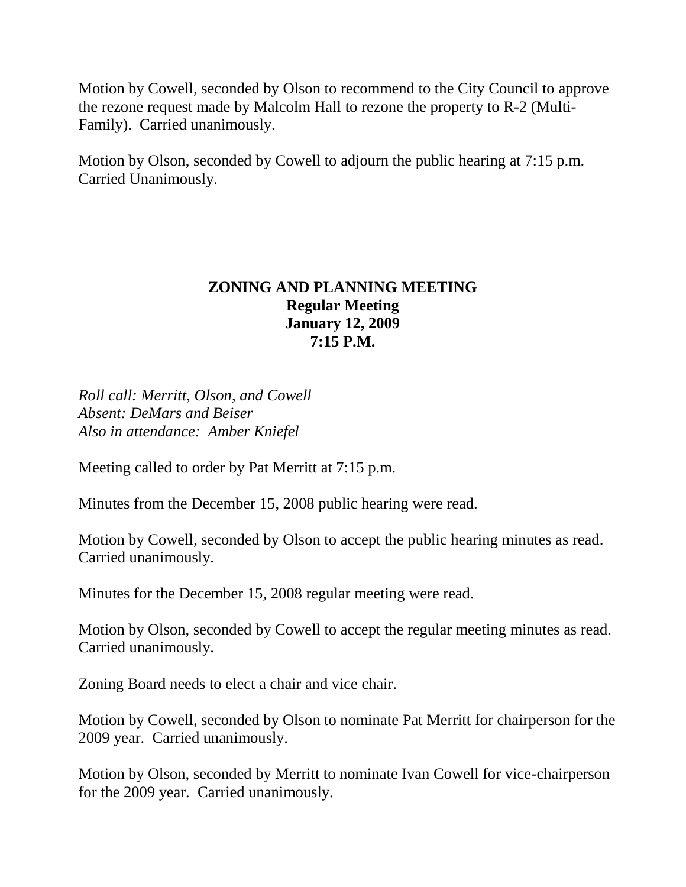Motion by Cowell, seconded by Olson to recommend to the City Council to approve the rezone request made by Malcolm Hall to rezone the property to R-2 (Multi-Family). Carried unanimously.

Motion by Olson, seconded by Cowell to adjourn the public hearing at 7:15 p.m. Carried Unanimously.

**ZONING AND PLANNING MEETING**
**Regular Meeting**
**January 12, 2009**
**7:15 P.M.**

*Roll call: Merritt, Olson, and Cowell*
*Absent: DeMars and Beiser*
*Also in attendance: Amber Kniefel*

Meeting called to order by Pat Merritt at 7:15 p.m.

Minutes from the December 15, 2008 public hearing were read.

Motion by Cowell, seconded by Olson to accept the public hearing minutes as read. Carried unanimously.

Minutes for the December 15, 2008 regular meeting were read.

Motion by Olson, seconded by Cowell to accept the regular meeting minutes as read. Carried unanimously.

Zoning Board needs to elect a chair and vice chair.

Motion by Cowell, seconded by Olson to nominate Pat Merritt for chairperson for the 2009 year. Carried unanimously.

Motion by Olson, seconded by Merritt to nominate Ivan Cowell for vice-chairperson for the 2009 year. Carried unanimously.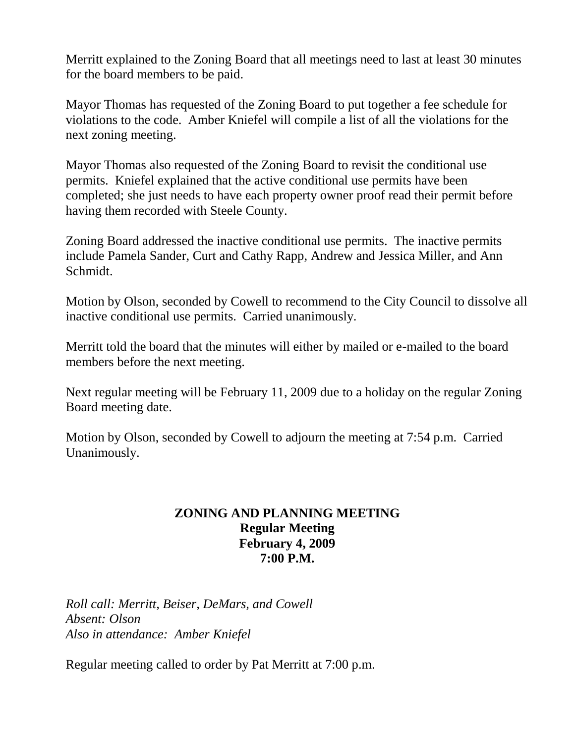Merritt explained to the Zoning Board that all meetings need to last at least 30 minutes for the board members to be paid.

Mayor Thomas has requested of the Zoning Board to put together a fee schedule for violations to the code. Amber Kniefel will compile a list of all the violations for the next zoning meeting.

Mayor Thomas also requested of the Zoning Board to revisit the conditional use permits. Kniefel explained that the active conditional use permits have been completed; she just needs to have each property owner proof read their permit before having them recorded with Steele County.

Zoning Board addressed the inactive conditional use permits. The inactive permits include Pamela Sander, Curt and Cathy Rapp, Andrew and Jessica Miller, and Ann Schmidt.

Motion by Olson, seconded by Cowell to recommend to the City Council to dissolve all inactive conditional use permits. Carried unanimously.

Merritt told the board that the minutes will either by mailed or e-mailed to the board members before the next meeting.

Next regular meeting will be February 11, 2009 due to a holiday on the regular Zoning Board meeting date.

Motion by Olson, seconded by Cowell to adjourn the meeting at 7:54 p.m. Carried Unanimously.

**ZONING AND PLANNING MEETING**
**Regular Meeting**
**February 4, 2009**
**7:00 P.M.**

*Roll call: Merritt, Beiser, DeMars, and Cowell*
*Absent: Olson*
*Also in attendance: Amber Kniefel*

Regular meeting called to order by Pat Merritt at 7:00 p.m.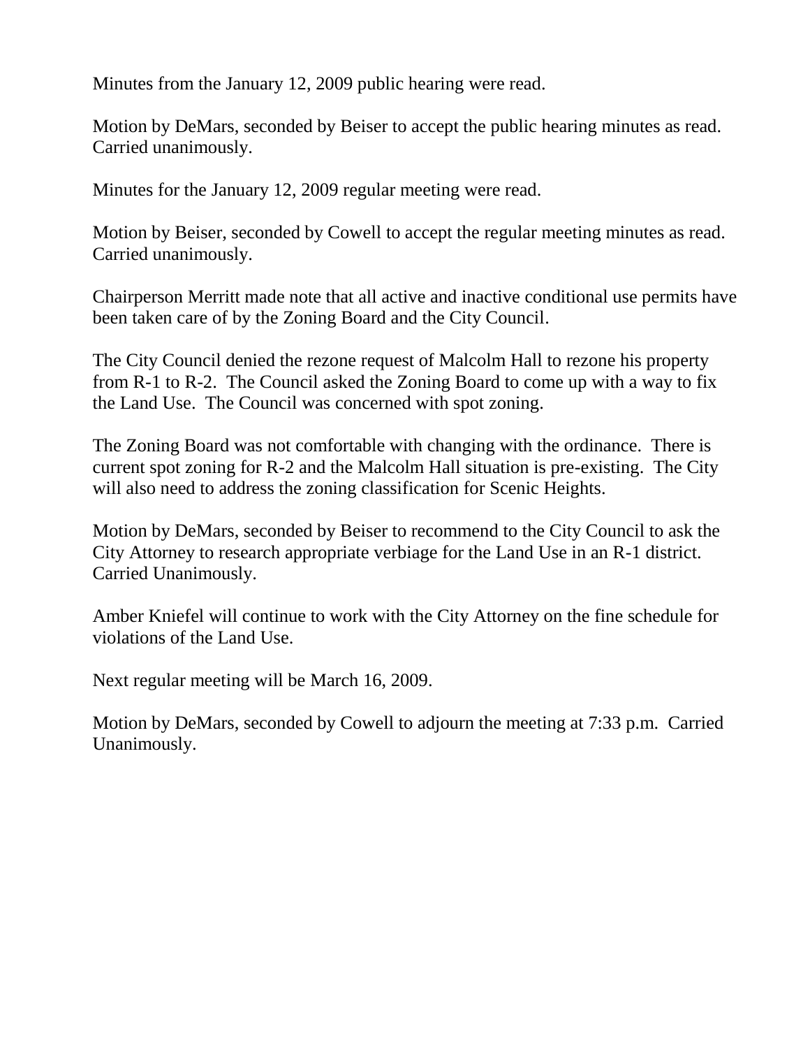Minutes from the January 12, 2009 public hearing were read.

Motion by DeMars, seconded by Beiser to accept the public hearing minutes as read. Carried unanimously.

Minutes for the January 12, 2009 regular meeting were read.

Motion by Beiser, seconded by Cowell to accept the regular meeting minutes as read. Carried unanimously.

Chairperson Merritt made note that all active and inactive conditional use permits have been taken care of by the Zoning Board and the City Council.

The City Council denied the rezone request of Malcolm Hall to rezone his property from R-1 to R-2. The Council asked the Zoning Board to come up with a way to fix the Land Use. The Council was concerned with spot zoning.

The Zoning Board was not comfortable with changing with the ordinance. There is current spot zoning for R-2 and the Malcolm Hall situation is pre-existing. The City will also need to address the zoning classification for Scenic Heights.

Motion by DeMars, seconded by Beiser to recommend to the City Council to ask the City Attorney to research appropriate verbiage for the Land Use in an R-1 district. Carried Unanimously.

Amber Kniefel will continue to work with the City Attorney on the fine schedule for violations of the Land Use.

Next regular meeting will be March 16, 2009.

Motion by DeMars, seconded by Cowell to adjourn the meeting at 7:33 p.m. Carried Unanimously.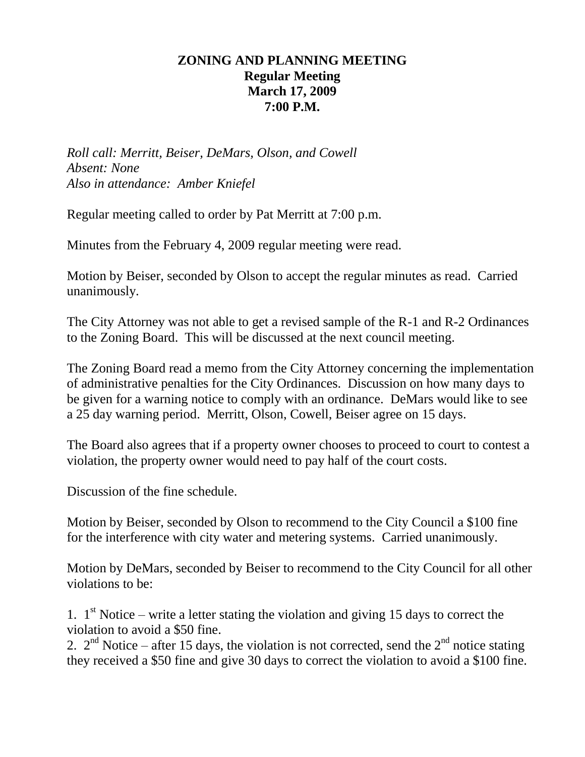**ZONING AND PLANNING MEETING**
**Regular Meeting**
**March 17, 2009**
**7:00 P.M.**

*Roll call: Merritt, Beiser, DeMars, Olson, and Cowell*
*Absent: None*
*Also in attendance: Amber Kniefel*

Regular meeting called to order by Pat Merritt at 7:00 p.m.

Minutes from the February 4, 2009 regular meeting were read.

Motion by Beiser, seconded by Olson to accept the regular minutes as read. Carried unanimously.

The City Attorney was not able to get a revised sample of the R-1 and R-2 Ordinances to the Zoning Board. This will be discussed at the next council meeting.

The Zoning Board read a memo from the City Attorney concerning the implementation of administrative penalties for the City Ordinances. Discussion on how many days to be given for a warning notice to comply with an ordinance. DeMars would like to see a 25 day warning period. Merritt, Olson, Cowell, Beiser agree on 15 days.

The Board also agrees that if a property owner chooses to proceed to court to contest a violation, the property owner would need to pay half of the court costs.

Discussion of the fine schedule.

Motion by Beiser, seconded by Olson to recommend to the City Council a $100 fine for the interference with city water and metering systems. Carried unanimously.

Motion by DeMars, seconded by Beiser to recommend to the City Council for all other violations to be:

1. 1st Notice – write a letter stating the violation and giving 15 days to correct the violation to avoid a $50 fine.
2. 2nd Notice – after 15 days, the violation is not corrected, send the 2nd notice stating they received a $50 fine and give 30 days to correct the violation to avoid a $100 fine.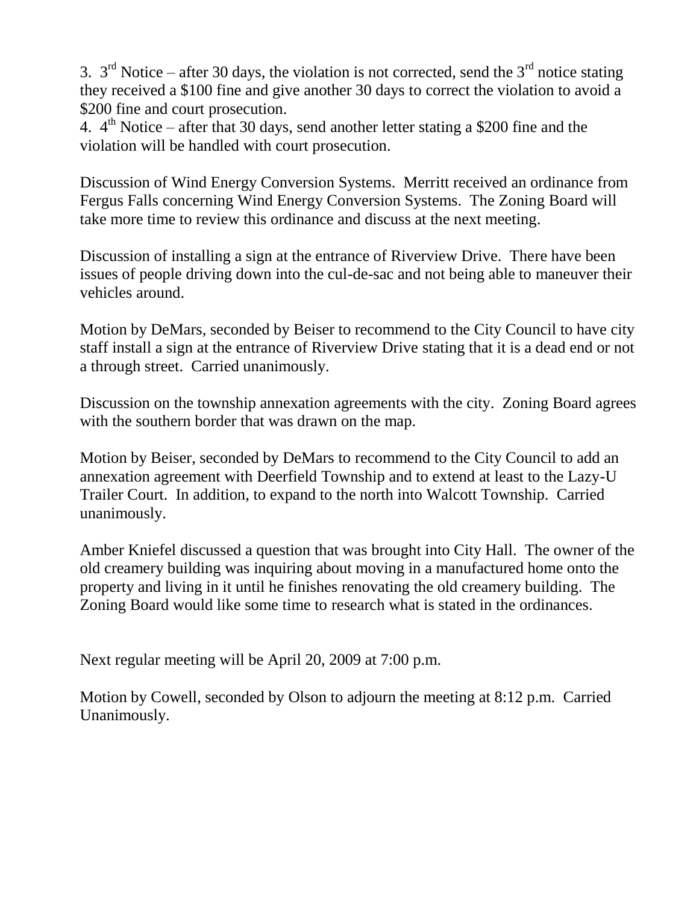3. 3rd Notice – after 30 days, the violation is not corrected, send the 3rd notice stating they received a $100 fine and give another 30 days to correct the violation to avoid a $200 fine and court prosecution.
4. 4th Notice – after that 30 days, send another letter stating a $200 fine and the violation will be handled with court prosecution.

Discussion of Wind Energy Conversion Systems. Merritt received an ordinance from Fergus Falls concerning Wind Energy Conversion Systems. The Zoning Board will take more time to review this ordinance and discuss at the next meeting.

Discussion of installing a sign at the entrance of Riverview Drive. There have been issues of people driving down into the cul-de-sac and not being able to maneuver their vehicles around.

Motion by DeMars, seconded by Beiser to recommend to the City Council to have city staff install a sign at the entrance of Riverview Drive stating that it is a dead end or not a through street. Carried unanimously.

Discussion on the township annexation agreements with the city. Zoning Board agrees with the southern border that was drawn on the map.

Motion by Beiser, seconded by DeMars to recommend to the City Council to add an annexation agreement with Deerfield Township and to extend at least to the Lazy-U Trailer Court. In addition, to expand to the north into Walcott Township. Carried unanimously.

Amber Kniefel discussed a question that was brought into City Hall. The owner of the old creamery building was inquiring about moving in a manufactured home onto the property and living in it until he finishes renovating the old creamery building. The Zoning Board would like some time to research what is stated in the ordinances.

Next regular meeting will be April 20, 2009 at 7:00 p.m.

Motion by Cowell, seconded by Olson to adjourn the meeting at 8:12 p.m. Carried Unanimously.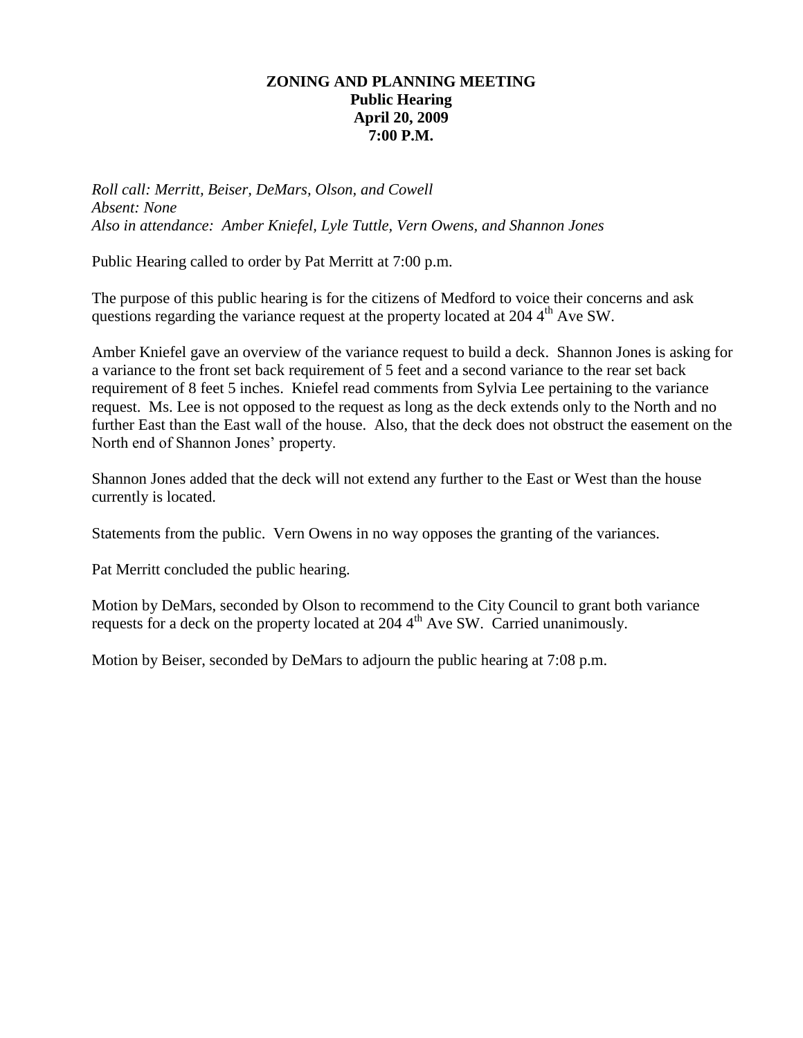**ZONING AND PLANNING MEETING**
**Public Hearing**
**April 20, 2009**
**7:00 P.M.**

*Roll call: Merritt, Beiser, DeMars, Olson, and Cowell*
*Absent: None*
*Also in attendance: Amber Kniefel, Lyle Tuttle, Vern Owens, and Shannon Jones*

Public Hearing called to order by Pat Merritt at 7:00 p.m.

The purpose of this public hearing is for the citizens of Medford to voice their concerns and ask questions regarding the variance request at the property located at 204 4th Ave SW.

Amber Kniefel gave an overview of the variance request to build a deck. Shannon Jones is asking for a variance to the front set back requirement of 5 feet and a second variance to the rear set back requirement of 8 feet 5 inches. Kniefel read comments from Sylvia Lee pertaining to the variance request. Ms. Lee is not opposed to the request as long as the deck extends only to the North and no further East than the East wall of the house. Also, that the deck does not obstruct the easement on the North end of Shannon Jones' property.

Shannon Jones added that the deck will not extend any further to the East or West than the house currently is located.

Statements from the public. Vern Owens in no way opposes the granting of the variances.

Pat Merritt concluded the public hearing.

Motion by DeMars, seconded by Olson to recommend to the City Council to grant both variance requests for a deck on the property located at 204 4th Ave SW. Carried unanimously.

Motion by Beiser, seconded by DeMars to adjourn the public hearing at 7:08 p.m.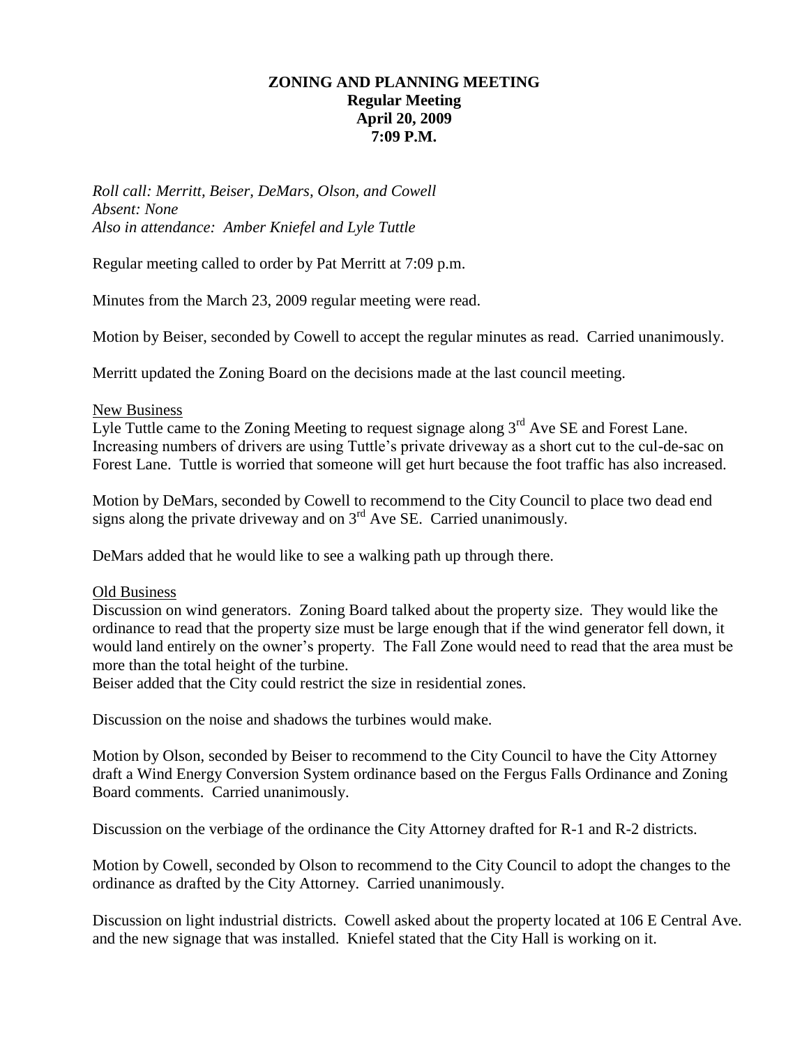**ZONING AND PLANNING MEETING**
**Regular Meeting**
**April 20, 2009**
**7:09 P.M.**

*Roll call: Merritt, Beiser, DeMars, Olson, and Cowell*
*Absent: None*
*Also in attendance: Amber Kniefel and Lyle Tuttle*

Regular meeting called to order by Pat Merritt at 7:09 p.m.

Minutes from the March 23, 2009 regular meeting were read.

Motion by Beiser, seconded by Cowell to accept the regular minutes as read. Carried unanimously.

Merritt updated the Zoning Board on the decisions made at the last council meeting.

New Business

Lyle Tuttle came to the Zoning Meeting to request signage along 3rd Ave SE and Forest Lane. Increasing numbers of drivers are using Tuttle's private driveway as a short cut to the cul-de-sac on Forest Lane. Tuttle is worried that someone will get hurt because the foot traffic has also increased.

Motion by DeMars, seconded by Cowell to recommend to the City Council to place two dead end signs along the private driveway and on 3rd Ave SE. Carried unanimously.

DeMars added that he would like to see a walking path up through there.

Old Business

Discussion on wind generators. Zoning Board talked about the property size. They would like the ordinance to read that the property size must be large enough that if the wind generator fell down, it would land entirely on the owner's property. The Fall Zone would need to read that the area must be more than the total height of the turbine.

Beiser added that the City could restrict the size in residential zones.

Discussion on the noise and shadows the turbines would make.

Motion by Olson, seconded by Beiser to recommend to the City Council to have the City Attorney draft a Wind Energy Conversion System ordinance based on the Fergus Falls Ordinance and Zoning Board comments. Carried unanimously.

Discussion on the verbiage of the ordinance the City Attorney drafted for R-1 and R-2 districts.

Motion by Cowell, seconded by Olson to recommend to the City Council to adopt the changes to the ordinance as drafted by the City Attorney. Carried unanimously.

Discussion on light industrial districts. Cowell asked about the property located at 106 E Central Ave. and the new signage that was installed. Kniefel stated that the City Hall is working on it.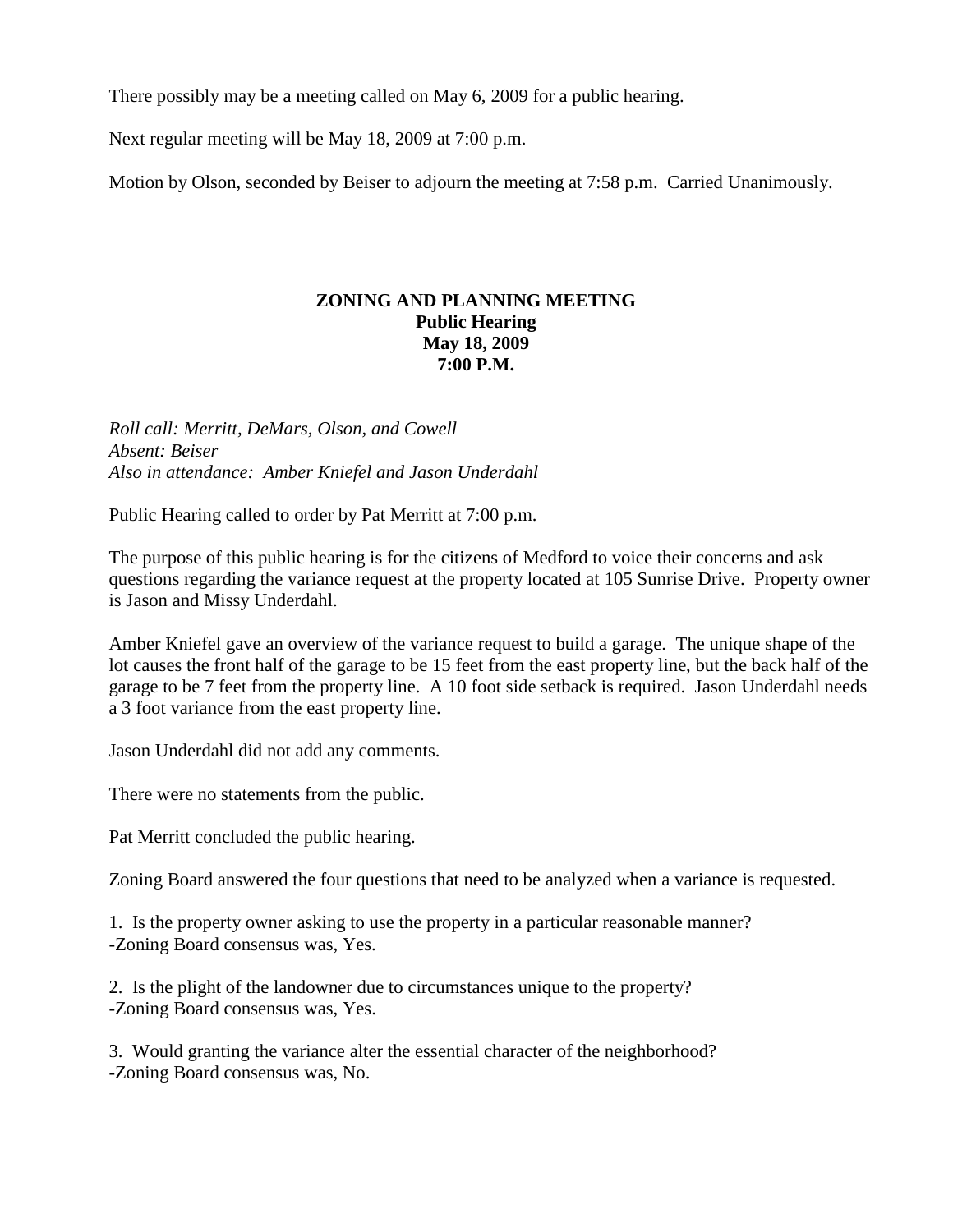There possibly may be a meeting called on May 6, 2009 for a public hearing.

Next regular meeting will be May 18, 2009 at 7:00 p.m.

Motion by Olson, seconded by Beiser to adjourn the meeting at 7:58 p.m. Carried Unanimously.

**ZONING AND PLANNING MEETING**
**Public Hearing**
**May 18, 2009**
**7:00 P.M.**

*Roll call: Merritt, DeMars, Olson, and Cowell*
*Absent: Beiser*
*Also in attendance: Amber Kniefel and Jason Underdahl*

Public Hearing called to order by Pat Merritt at 7:00 p.m.

The purpose of this public hearing is for the citizens of Medford to voice their concerns and ask questions regarding the variance request at the property located at 105 Sunrise Drive. Property owner is Jason and Missy Underdahl.

Amber Kniefel gave an overview of the variance request to build a garage. The unique shape of the lot causes the front half of the garage to be 15 feet from the east property line, but the back half of the garage to be 7 feet from the property line. A 10 foot side setback is required. Jason Underdahl needs a 3 foot variance from the east property line.

Jason Underdahl did not add any comments.

There were no statements from the public.

Pat Merritt concluded the public hearing.

Zoning Board answered the four questions that need to be analyzed when a variance is requested.

1. Is the property owner asking to use the property in a particular reasonable manner?
-Zoning Board consensus was, Yes.

2. Is the plight of the landowner due to circumstances unique to the property?
-Zoning Board consensus was, Yes.

3. Would granting the variance alter the essential character of the neighborhood?
-Zoning Board consensus was, No.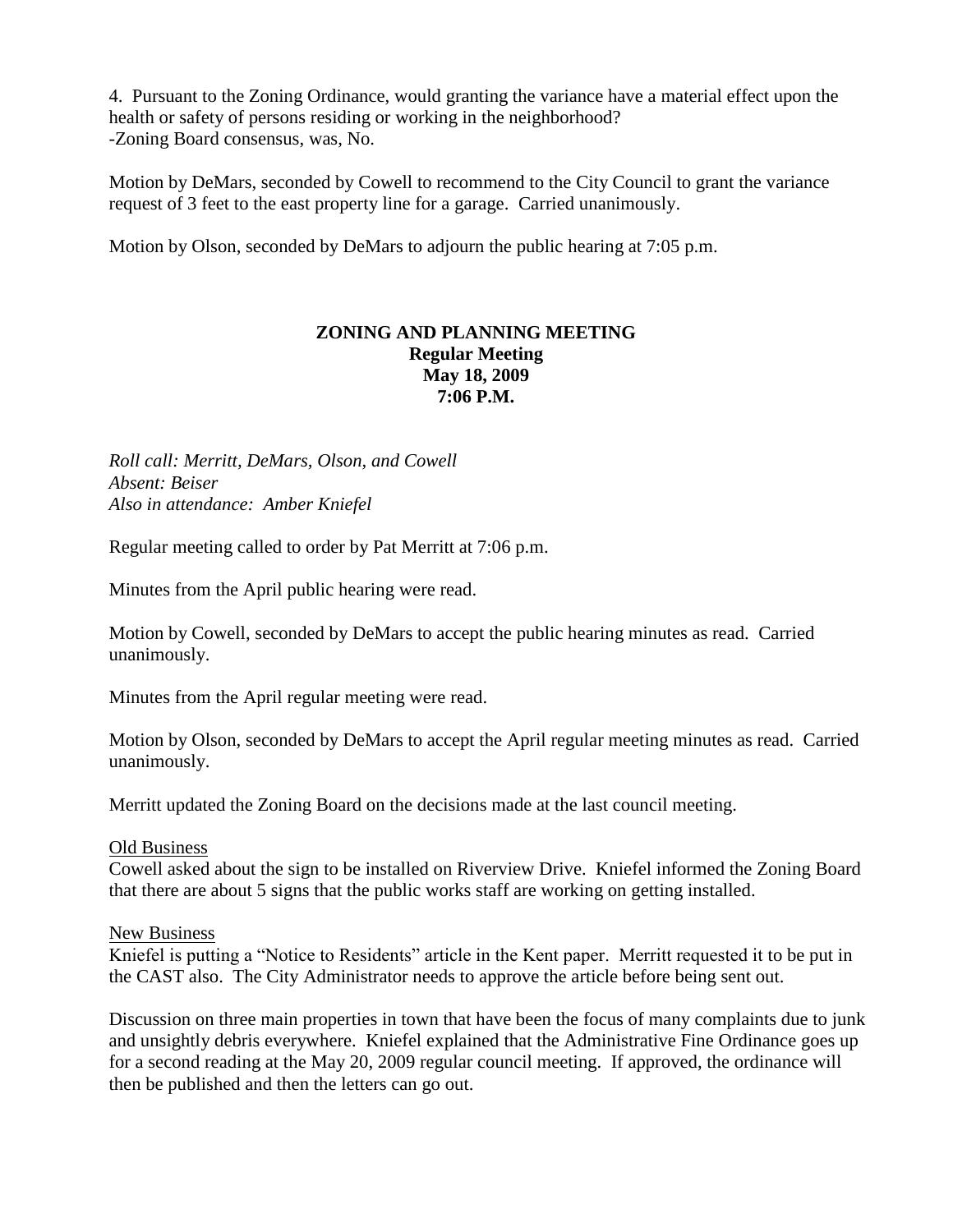4. Pursuant to the Zoning Ordinance, would granting the variance have a material effect upon the health or safety of persons residing or working in the neighborhood?
-Zoning Board consensus, was, No.

Motion by DeMars, seconded by Cowell to recommend to the City Council to grant the variance request of 3 feet to the east property line for a garage. Carried unanimously.

Motion by Olson, seconded by DeMars to adjourn the public hearing at 7:05 p.m.

**ZONING AND PLANNING MEETING**
**Regular Meeting**
**May 18, 2009**
**7:06 P.M.**

*Roll call: Merritt, DeMars, Olson, and Cowell*
*Absent: Beiser*
*Also in attendance: Amber Kniefel*

Regular meeting called to order by Pat Merritt at 7:06 p.m.

Minutes from the April public hearing were read.

Motion by Cowell, seconded by DeMars to accept the public hearing minutes as read. Carried unanimously.

Minutes from the April regular meeting were read.

Motion by Olson, seconded by DeMars to accept the April regular meeting minutes as read. Carried unanimously.

Merritt updated the Zoning Board on the decisions made at the last council meeting.

<u>Old Business</u>
Cowell asked about the sign to be installed on Riverview Drive. Kniefel informed the Zoning Board that there are about 5 signs that the public works staff are working on getting installed.

<u>New Business</u>
Kniefel is putting a "Notice to Residents" article in the Kent paper. Merritt requested it to be put in the CAST also. The City Administrator needs to approve the article before being sent out.

Discussion on three main properties in town that have been the focus of many complaints due to junk and unsightly debris everywhere. Kniefel explained that the Administrative Fine Ordinance goes up for a second reading at the May 20, 2009 regular council meeting. If approved, the ordinance will then be published and then the letters can go out.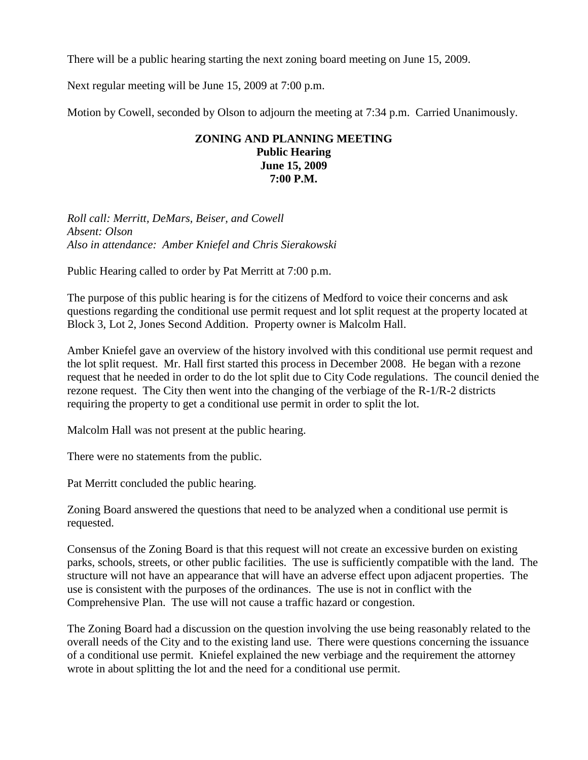There will be a public hearing starting the next zoning board meeting on June 15, 2009.

Next regular meeting will be June 15, 2009 at 7:00 p.m.

Motion by Cowell, seconded by Olson to adjourn the meeting at 7:34 p.m. Carried Unanimously.

**ZONING AND PLANNING MEETING**
**Public Hearing**
**June 15, 2009**
**7:00 P.M.**

*Roll call: Merritt, DeMars, Beiser, and Cowell*
*Absent: Olson*
*Also in attendance: Amber Kniefel and Chris Sierakowski*

Public Hearing called to order by Pat Merritt at 7:00 p.m.

The purpose of this public hearing is for the citizens of Medford to voice their concerns and ask questions regarding the conditional use permit request and lot split request at the property located at Block 3, Lot 2, Jones Second Addition. Property owner is Malcolm Hall.

Amber Kniefel gave an overview of the history involved with this conditional use permit request and the lot split request. Mr. Hall first started this process in December 2008. He began with a rezone request that he needed in order to do the lot split due to City Code regulations. The council denied the rezone request. The City then went into the changing of the verbiage of the R-1/R-2 districts requiring the property to get a conditional use permit in order to split the lot.

Malcolm Hall was not present at the public hearing.

There were no statements from the public.

Pat Merritt concluded the public hearing.

Zoning Board answered the questions that need to be analyzed when a conditional use permit is requested.

Consensus of the Zoning Board is that this request will not create an excessive burden on existing parks, schools, streets, or other public facilities. The use is sufficiently compatible with the land. The structure will not have an appearance that will have an adverse effect upon adjacent properties. The use is consistent with the purposes of the ordinances. The use is not in conflict with the Comprehensive Plan. The use will not cause a traffic hazard or congestion.

The Zoning Board had a discussion on the question involving the use being reasonably related to the overall needs of the City and to the existing land use. There were questions concerning the issuance of a conditional use permit. Kniefel explained the new verbiage and the requirement the attorney wrote in about splitting the lot and the need for a conditional use permit.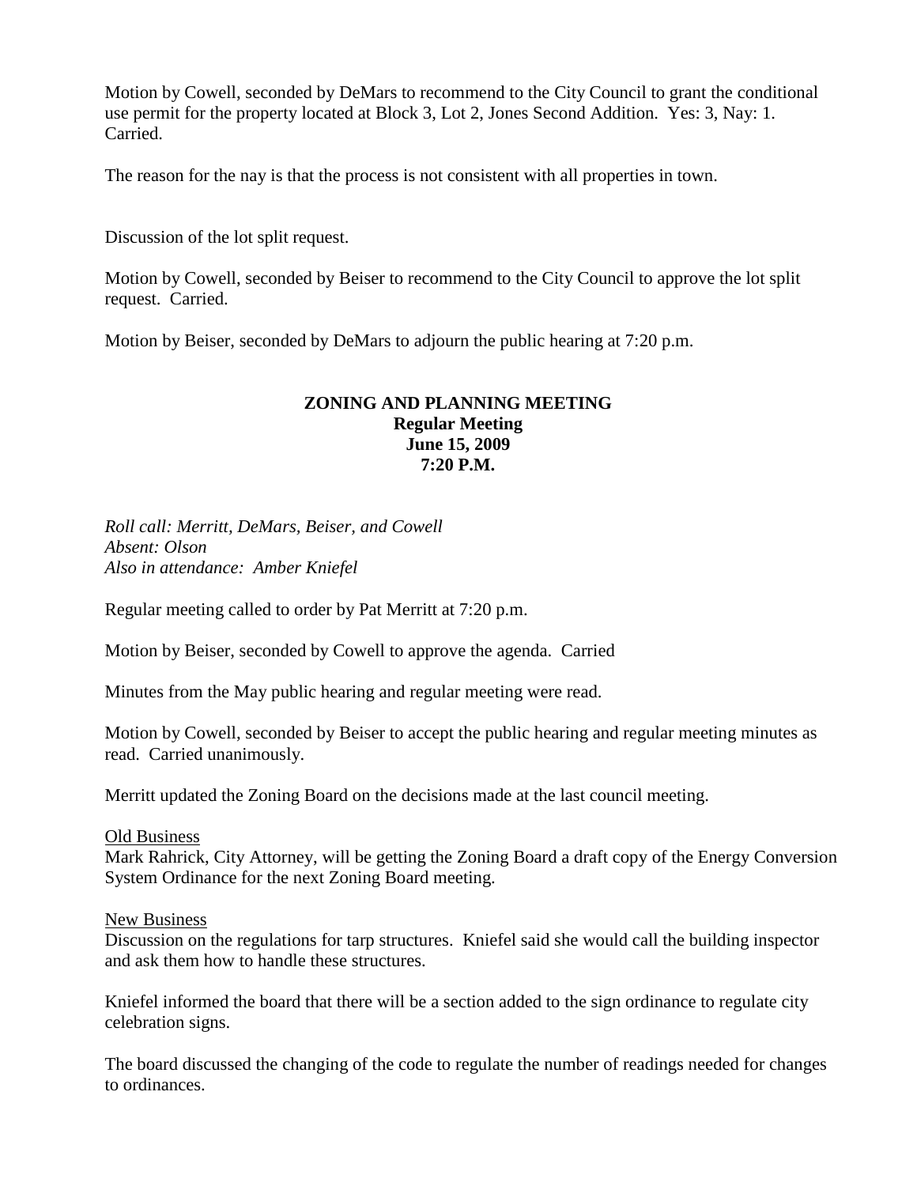Motion by Cowell, seconded by DeMars to recommend to the City Council to grant the conditional use permit for the property located at Block 3, Lot 2, Jones Second Addition. Yes: 3, Nay: 1. Carried.

The reason for the nay is that the process is not consistent with all properties in town.

Discussion of the lot split request.

Motion by Cowell, seconded by Beiser to recommend to the City Council to approve the lot split request. Carried.

Motion by Beiser, seconded by DeMars to adjourn the public hearing at 7:20 p.m.

**ZONING AND PLANNING MEETING**
**Regular Meeting**
**June 15, 2009**
**7:20 P.M.**

*Roll call: Merritt, DeMars, Beiser, and Cowell*
*Absent: Olson*
*Also in attendance: Amber Kniefel*

Regular meeting called to order by Pat Merritt at 7:20 p.m.

Motion by Beiser, seconded by Cowell to approve the agenda. Carried

Minutes from the May public hearing and regular meeting were read.

Motion by Cowell, seconded by Beiser to accept the public hearing and regular meeting minutes as read. Carried unanimously.

Merritt updated the Zoning Board on the decisions made at the last council meeting.

<u>Old Business</u>
Mark Rahrick, City Attorney, will be getting the Zoning Board a draft copy of the Energy Conversion System Ordinance for the next Zoning Board meeting.

<u>New Business</u>
Discussion on the regulations for tarp structures. Kniefel said she would call the building inspector and ask them how to handle these structures.

Kniefel informed the board that there will be a section added to the sign ordinance to regulate city celebration signs.

The board discussed the changing of the code to regulate the number of readings needed for changes to ordinances.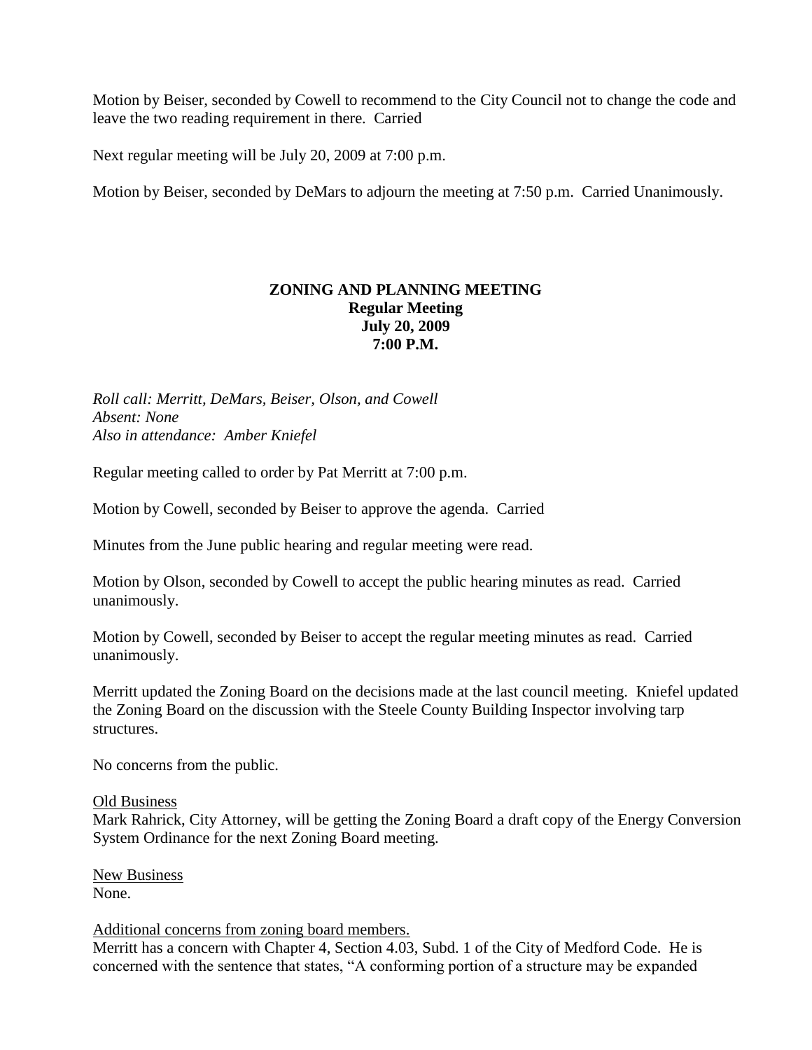Motion by Beiser, seconded by Cowell to recommend to the City Council not to change the code and leave the two reading requirement in there.  Carried

Next regular meeting will be July 20, 2009 at 7:00 p.m.

Motion by Beiser, seconded by DeMars to adjourn the meeting at 7:50 p.m.  Carried Unanimously.

**ZONING AND PLANNING MEETING**
**Regular Meeting**
**July 20, 2009**
**7:00 P.M.**

*Roll call: Merritt, DeMars, Beiser, Olson, and Cowell*
*Absent: None*
*Also in attendance:  Amber Kniefel*

Regular meeting called to order by Pat Merritt at 7:00 p.m.

Motion by Cowell, seconded by Beiser to approve the agenda.  Carried

Minutes from the June public hearing and regular meeting were read.

Motion by Olson, seconded by Cowell to accept the public hearing minutes as read.  Carried unanimously.

Motion by Cowell, seconded by Beiser to accept the regular meeting minutes as read.  Carried unanimously.

Merritt updated the Zoning Board on the decisions made at the last council meeting.  Kniefel updated the Zoning Board on the discussion with the Steele County Building Inspector involving tarp structures.

No concerns from the public.

<u>Old Business</u>
Mark Rahrick, City Attorney, will be getting the Zoning Board a draft copy of the Energy Conversion System Ordinance for the next Zoning Board meeting.

<u>New Business</u>
None.

<u>Additional concerns from zoning board members.</u>
Merritt has a concern with Chapter 4, Section 4.03, Subd. 1 of the City of Medford Code.  He is concerned with the sentence that states, "A conforming portion of a structure may be expanded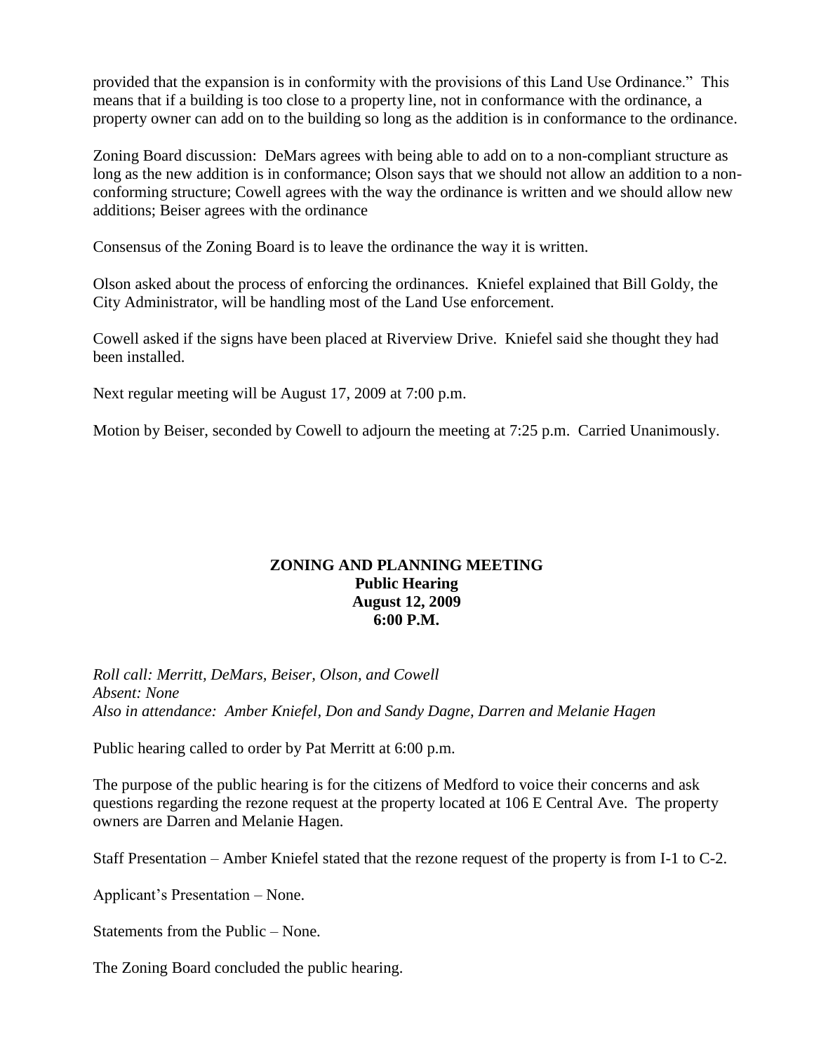provided that the expansion is in conformity with the provisions of this Land Use Ordinance." This means that if a building is too close to a property line, not in conformance with the ordinance, a property owner can add on to the building so long as the addition is in conformance to the ordinance.

Zoning Board discussion: DeMars agrees with being able to add on to a non-compliant structure as long as the new addition is in conformance; Olson says that we should not allow an addition to a non-conforming structure; Cowell agrees with the way the ordinance is written and we should allow new additions; Beiser agrees with the ordinance

Consensus of the Zoning Board is to leave the ordinance the way it is written.

Olson asked about the process of enforcing the ordinances. Kniefel explained that Bill Goldy, the City Administrator, will be handling most of the Land Use enforcement.

Cowell asked if the signs have been placed at Riverview Drive. Kniefel said she thought they had been installed.

Next regular meeting will be August 17, 2009 at 7:00 p.m.

Motion by Beiser, seconded by Cowell to adjourn the meeting at 7:25 p.m. Carried Unanimously.

**ZONING AND PLANNING MEETING**
**Public Hearing**
**August 12, 2009**
**6:00 P.M.**

*Roll call: Merritt, DeMars, Beiser, Olson, and Cowell*
*Absent: None*
*Also in attendance: Amber Kniefel, Don and Sandy Dagne, Darren and Melanie Hagen*

Public hearing called to order by Pat Merritt at 6:00 p.m.

The purpose of the public hearing is for the citizens of Medford to voice their concerns and ask questions regarding the rezone request at the property located at 106 E Central Ave. The property owners are Darren and Melanie Hagen.

Staff Presentation – Amber Kniefel stated that the rezone request of the property is from I-1 to C-2.

Applicant's Presentation – None.

Statements from the Public – None.

The Zoning Board concluded the public hearing.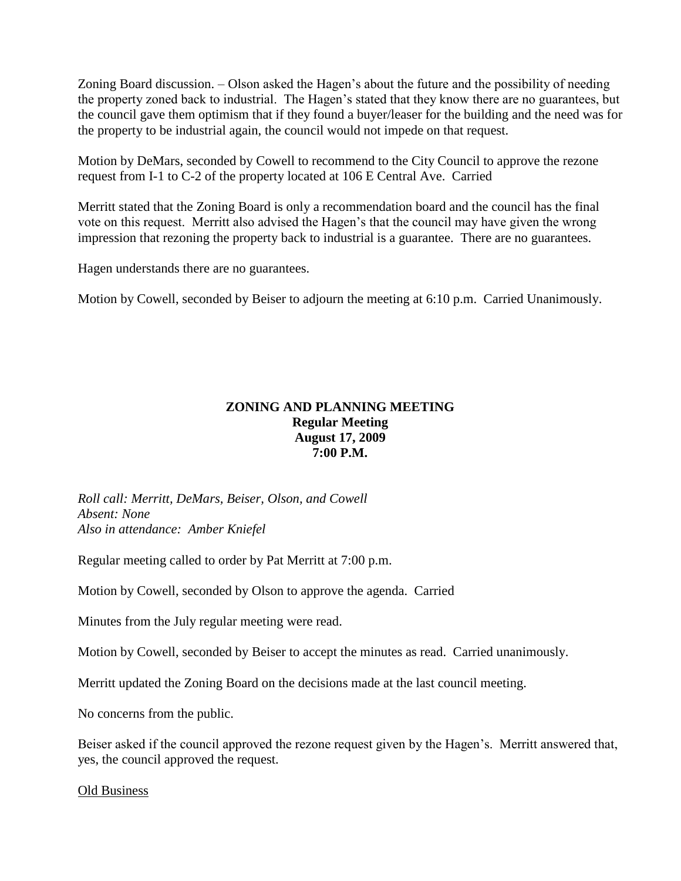Zoning Board discussion. – Olson asked the Hagen's about the future and the possibility of needing the property zoned back to industrial. The Hagen's stated that they know there are no guarantees, but the council gave them optimism that if they found a buyer/leaser for the building and the need was for the property to be industrial again, the council would not impede on that request.

Motion by DeMars, seconded by Cowell to recommend to the City Council to approve the rezone request from I-1 to C-2 of the property located at 106 E Central Ave. Carried

Merritt stated that the Zoning Board is only a recommendation board and the council has the final vote on this request. Merritt also advised the Hagen's that the council may have given the wrong impression that rezoning the property back to industrial is a guarantee. There are no guarantees.

Hagen understands there are no guarantees.

Motion by Cowell, seconded by Beiser to adjourn the meeting at 6:10 p.m. Carried Unanimously.

**ZONING AND PLANNING MEETING**
**Regular Meeting**
**August 17, 2009**
**7:00 P.M.**

*Roll call: Merritt, DeMars, Beiser, Olson, and Cowell*
*Absent: None*
*Also in attendance: Amber Kniefel*

Regular meeting called to order by Pat Merritt at 7:00 p.m.

Motion by Cowell, seconded by Olson to approve the agenda. Carried

Minutes from the July regular meeting were read.

Motion by Cowell, seconded by Beiser to accept the minutes as read. Carried unanimously.

Merritt updated the Zoning Board on the decisions made at the last council meeting.

No concerns from the public.

Beiser asked if the council approved the rezone request given by the Hagen's. Merritt answered that, yes, the council approved the request.

<u>Old Business</u>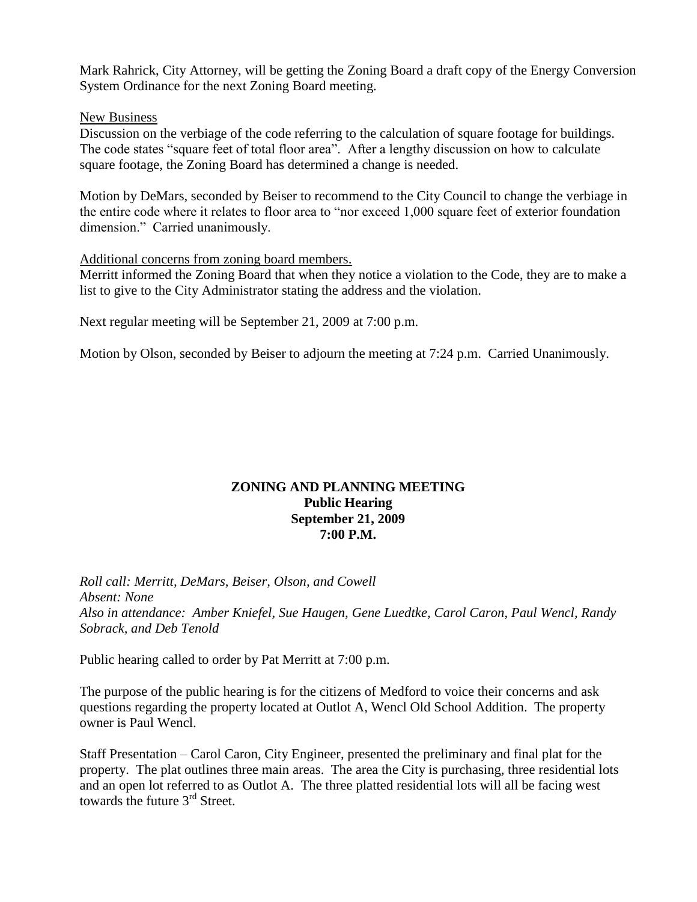Mark Rahrick, City Attorney, will be getting the Zoning Board a draft copy of the Energy Conversion System Ordinance for the next Zoning Board meeting.

New Business

Discussion on the verbiage of the code referring to the calculation of square footage for buildings. The code states "square feet of total floor area". After a lengthy discussion on how to calculate square footage, the Zoning Board has determined a change is needed.

Motion by DeMars, seconded by Beiser to recommend to the City Council to change the verbiage in the entire code where it relates to floor area to "nor exceed 1,000 square feet of exterior foundation dimension." Carried unanimously.

Additional concerns from zoning board members.

Merritt informed the Zoning Board that when they notice a violation to the Code, they are to make a list to give to the City Administrator stating the address and the violation.

Next regular meeting will be September 21, 2009 at 7:00 p.m.

Motion by Olson, seconded by Beiser to adjourn the meeting at 7:24 p.m. Carried Unanimously.

**ZONING AND PLANNING MEETING**
**Public Hearing**
**September 21, 2009**
**7:00 P.M.**

*Roll call: Merritt, DeMars, Beiser, Olson, and Cowell*
*Absent: None*
*Also in attendance: Amber Kniefel, Sue Haugen, Gene Luedtke, Carol Caron, Paul Wencl, Randy Sobrack, and Deb Tenold*

Public hearing called to order by Pat Merritt at 7:00 p.m.

The purpose of the public hearing is for the citizens of Medford to voice their concerns and ask questions regarding the property located at Outlot A, Wencl Old School Addition. The property owner is Paul Wencl.

Staff Presentation – Carol Caron, City Engineer, presented the preliminary and final plat for the property. The plat outlines three main areas. The area the City is purchasing, three residential lots and an open lot referred to as Outlot A. The three platted residential lots will all be facing west towards the future 3rd Street.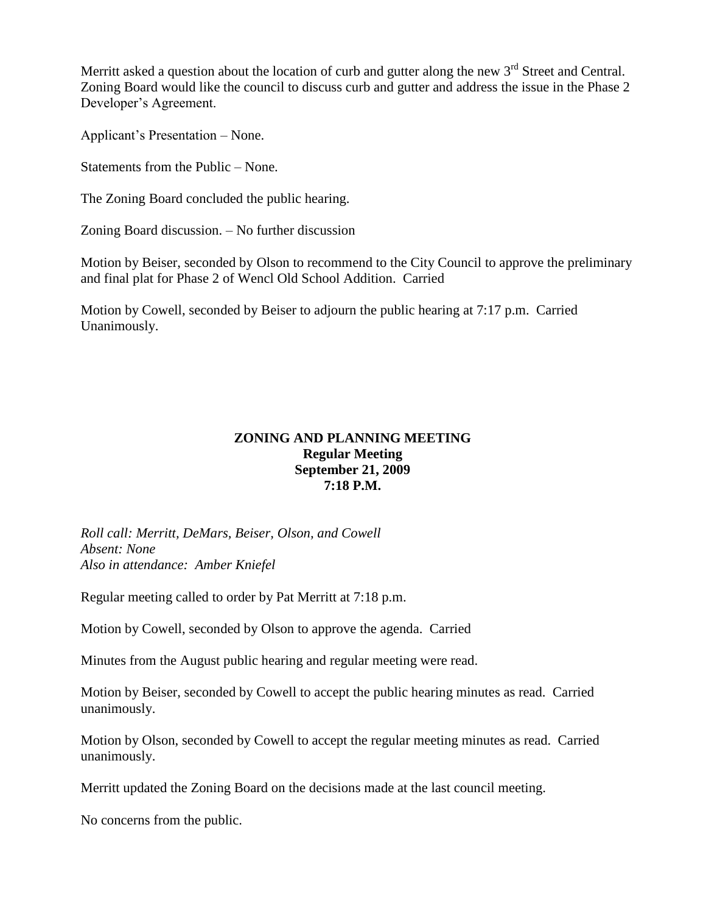Merritt asked a question about the location of curb and gutter along the new 3rd Street and Central. Zoning Board would like the council to discuss curb and gutter and address the issue in the Phase 2 Developer's Agreement.

Applicant's Presentation – None.

Statements from the Public – None.

The Zoning Board concluded the public hearing.

Zoning Board discussion. – No further discussion

Motion by Beiser, seconded by Olson to recommend to the City Council to approve the preliminary and final plat for Phase 2 of Wencl Old School Addition. Carried

Motion by Cowell, seconded by Beiser to adjourn the public hearing at 7:17 p.m. Carried Unanimously.

**ZONING AND PLANNING MEETING**
**Regular Meeting**
**September 21, 2009**
**7:18 P.M.**

*Roll call: Merritt, DeMars, Beiser, Olson, and Cowell*
*Absent: None*
*Also in attendance: Amber Kniefel*

Regular meeting called to order by Pat Merritt at 7:18 p.m.

Motion by Cowell, seconded by Olson to approve the agenda. Carried

Minutes from the August public hearing and regular meeting were read.

Motion by Beiser, seconded by Cowell to accept the public hearing minutes as read. Carried unanimously.

Motion by Olson, seconded by Cowell to accept the regular meeting minutes as read. Carried unanimously.

Merritt updated the Zoning Board on the decisions made at the last council meeting.

No concerns from the public.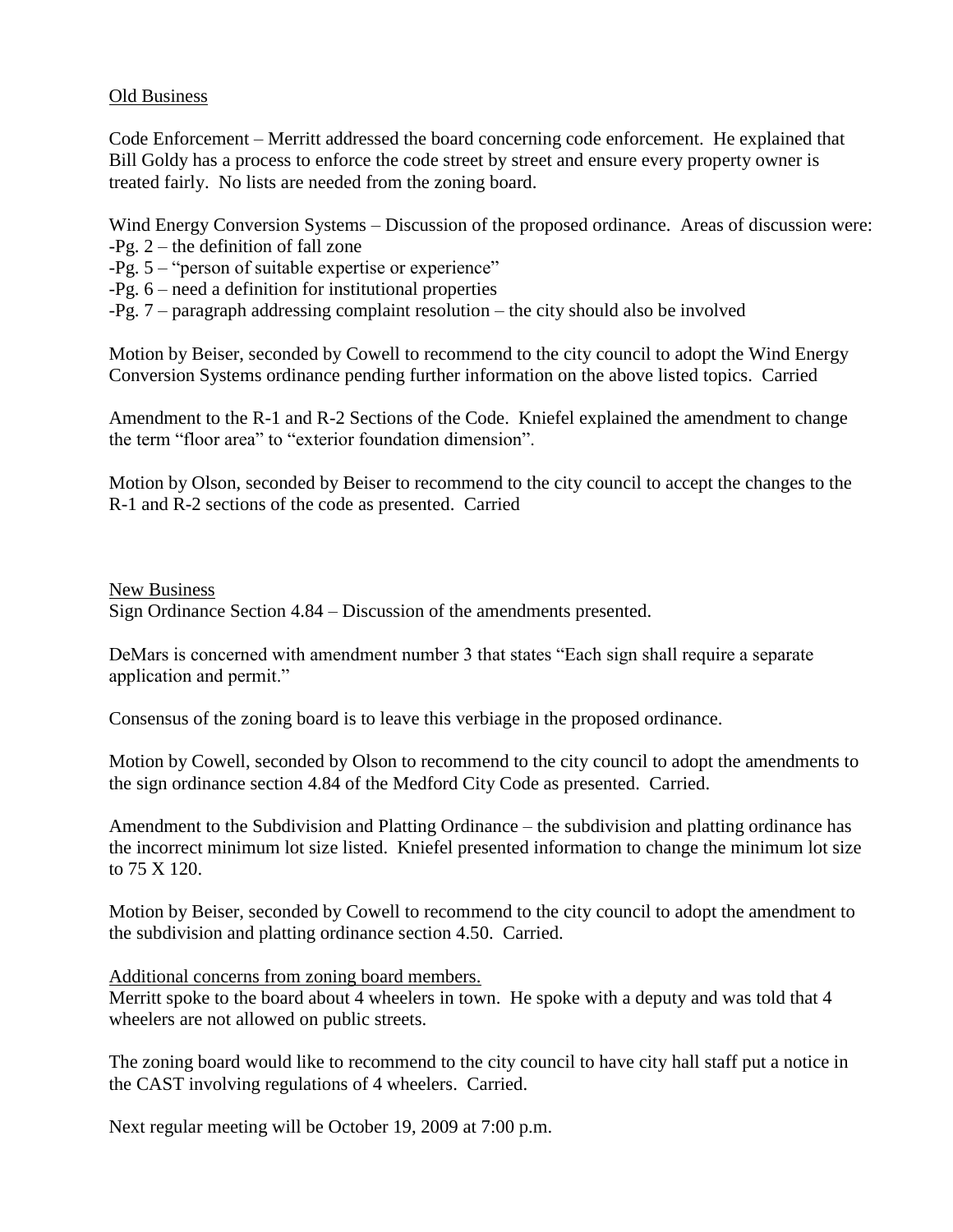Old Business

Code Enforcement – Merritt addressed the board concerning code enforcement. He explained that Bill Goldy has a process to enforce the code street by street and ensure every property owner is treated fairly. No lists are needed from the zoning board.

Wind Energy Conversion Systems – Discussion of the proposed ordinance. Areas of discussion were:
-Pg. 2 – the definition of fall zone
-Pg. 5 – "person of suitable expertise or experience"
-Pg. 6 – need a definition for institutional properties
-Pg. 7 – paragraph addressing complaint resolution – the city should also be involved

Motion by Beiser, seconded by Cowell to recommend to the city council to adopt the Wind Energy Conversion Systems ordinance pending further information on the above listed topics. Carried

Amendment to the R-1 and R-2 Sections of the Code. Kniefel explained the amendment to change the term "floor area" to "exterior foundation dimension".

Motion by Olson, seconded by Beiser to recommend to the city council to accept the changes to the R-1 and R-2 sections of the code as presented. Carried

New Business

Sign Ordinance Section 4.84 – Discussion of the amendments presented.

DeMars is concerned with amendment number 3 that states "Each sign shall require a separate application and permit."

Consensus of the zoning board is to leave this verbiage in the proposed ordinance.

Motion by Cowell, seconded by Olson to recommend to the city council to adopt the amendments to the sign ordinance section 4.84 of the Medford City Code as presented. Carried.

Amendment to the Subdivision and Platting Ordinance – the subdivision and platting ordinance has the incorrect minimum lot size listed. Kniefel presented information to change the minimum lot size to 75 X 120.

Motion by Beiser, seconded by Cowell to recommend to the city council to adopt the amendment to the subdivision and platting ordinance section 4.50. Carried.

Additional concerns from zoning board members.

Merritt spoke to the board about 4 wheelers in town. He spoke with a deputy and was told that 4 wheelers are not allowed on public streets.

The zoning board would like to recommend to the city council to have city hall staff put a notice in the CAST involving regulations of 4 wheelers. Carried.

Next regular meeting will be October 19, 2009 at 7:00 p.m.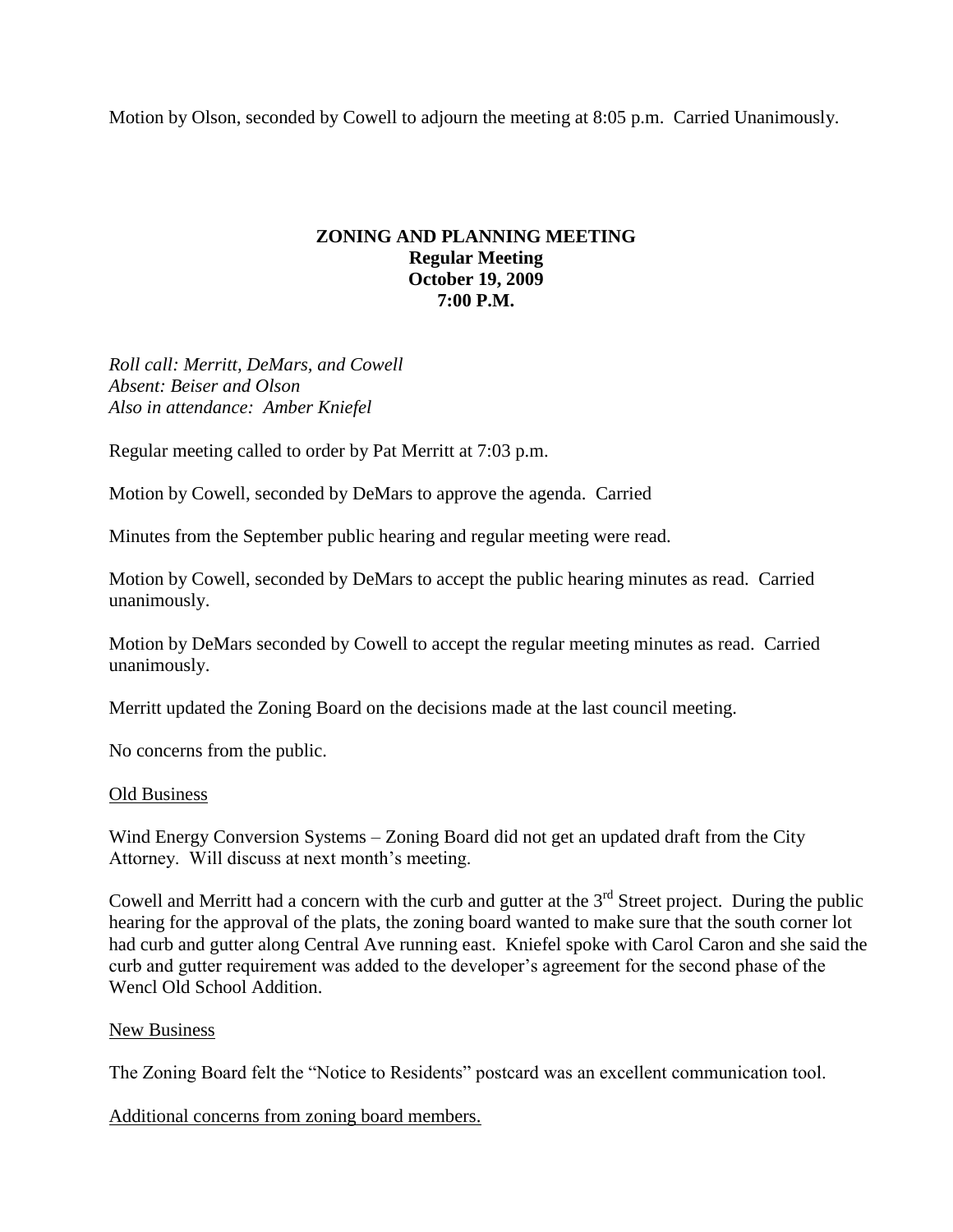Motion by Olson, seconded by Cowell to adjourn the meeting at 8:05 p.m. Carried Unanimously.

**ZONING AND PLANNING MEETING**
**Regular Meeting**
**October 19, 2009**
**7:00 P.M.**

*Roll call: Merritt, DeMars, and Cowell*
*Absent: Beiser and Olson*
*Also in attendance: Amber Kniefel*

Regular meeting called to order by Pat Merritt at 7:03 p.m.

Motion by Cowell, seconded by DeMars to approve the agenda. Carried

Minutes from the September public hearing and regular meeting were read.

Motion by Cowell, seconded by DeMars to accept the public hearing minutes as read. Carried unanimously.

Motion by DeMars seconded by Cowell to accept the regular meeting minutes as read. Carried unanimously.

Merritt updated the Zoning Board on the decisions made at the last council meeting.

No concerns from the public.

<u>Old Business</u>

Wind Energy Conversion Systems – Zoning Board did not get an updated draft from the City Attorney. Will discuss at next month's meeting.

Cowell and Merritt had a concern with the curb and gutter at the 3rd Street project. During the public hearing for the approval of the plats, the zoning board wanted to make sure that the south corner lot had curb and gutter along Central Ave running east. Kniefel spoke with Carol Caron and she said the curb and gutter requirement was added to the developer's agreement for the second phase of the Wencl Old School Addition.

<u>New Business</u>

The Zoning Board felt the "Notice to Residents" postcard was an excellent communication tool.

<u>Additional concerns from zoning board members.</u>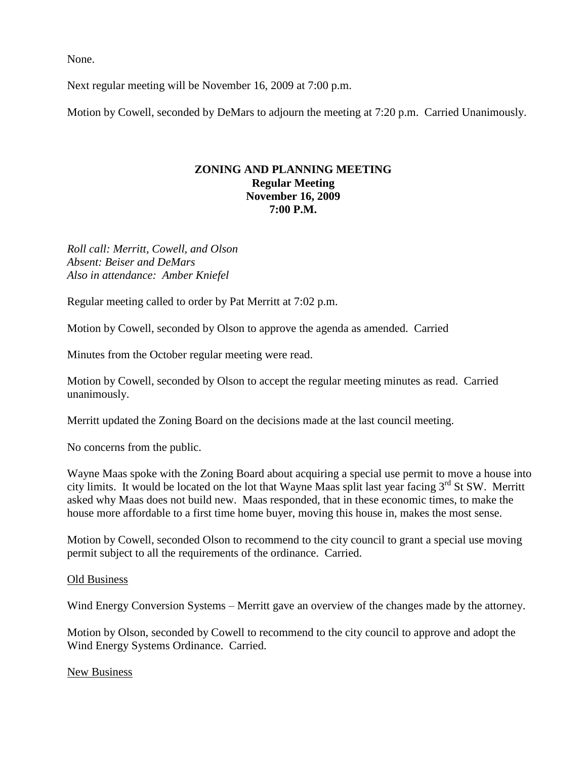None.

Next regular meeting will be November 16, 2009 at 7:00 p.m.

Motion by Cowell, seconded by DeMars to adjourn the meeting at 7:20 p.m. Carried Unanimously.

**ZONING AND PLANNING MEETING**
**Regular Meeting**
**November 16, 2009**
**7:00 P.M.**

*Roll call: Merritt, Cowell, and Olson*
*Absent: Beiser and DeMars*
*Also in attendance: Amber Kniefel*

Regular meeting called to order by Pat Merritt at 7:02 p.m.

Motion by Cowell, seconded by Olson to approve the agenda as amended. Carried

Minutes from the October regular meeting were read.

Motion by Cowell, seconded by Olson to accept the regular meeting minutes as read. Carried unanimously.

Merritt updated the Zoning Board on the decisions made at the last council meeting.

No concerns from the public.

Wayne Maas spoke with the Zoning Board about acquiring a special use permit to move a house into city limits. It would be located on the lot that Wayne Maas split last year facing 3rd St SW. Merritt asked why Maas does not build new. Maas responded, that in these economic times, to make the house more affordable to a first time home buyer, moving this house in, makes the most sense.

Motion by Cowell, seconded Olson to recommend to the city council to grant a special use moving permit subject to all the requirements of the ordinance. Carried.

Old Business

Wind Energy Conversion Systems – Merritt gave an overview of the changes made by the attorney.

Motion by Olson, seconded by Cowell to recommend to the city council to approve and adopt the Wind Energy Systems Ordinance. Carried.

New Business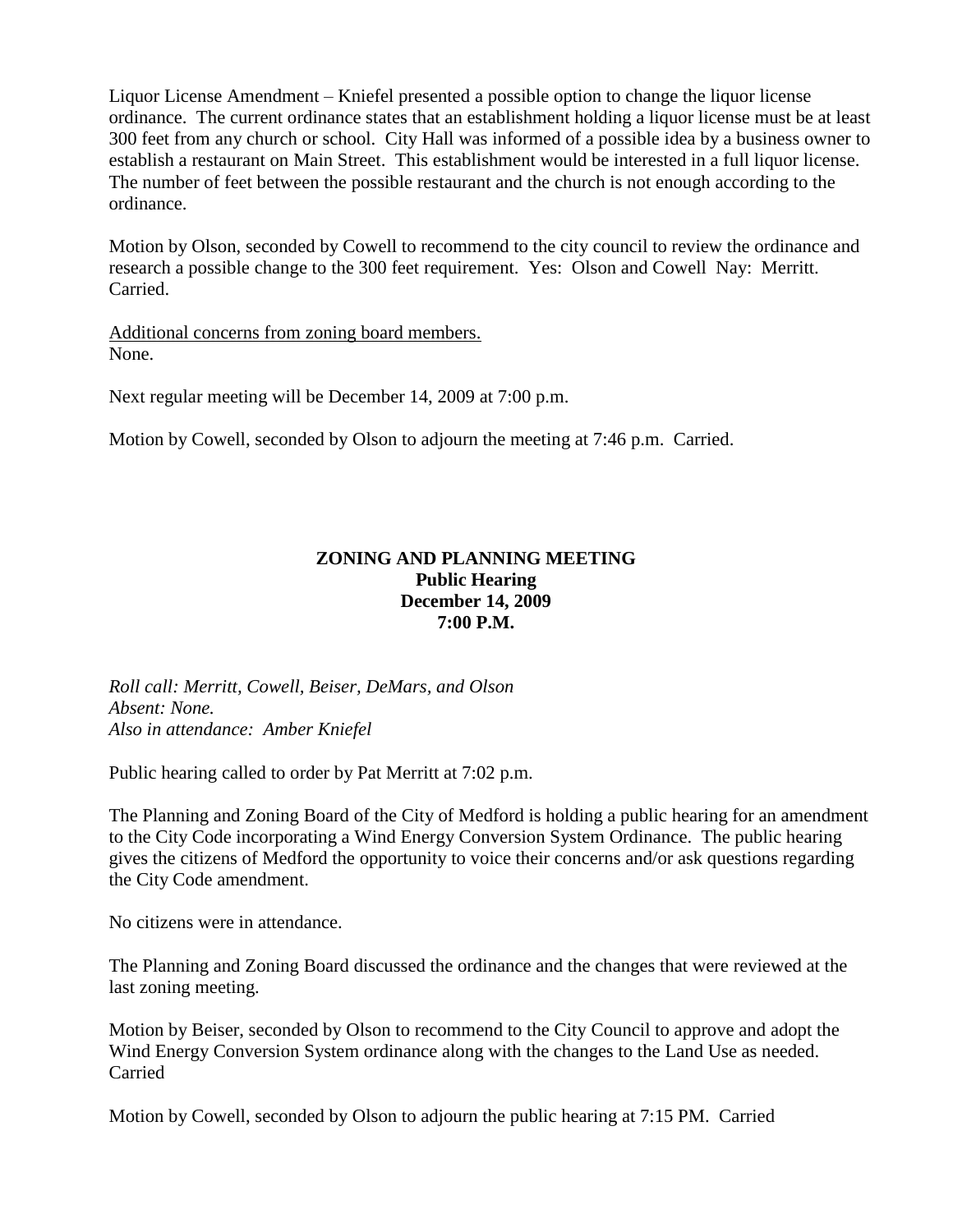Liquor License Amendment – Kniefel presented a possible option to change the liquor license ordinance. The current ordinance states that an establishment holding a liquor license must be at least 300 feet from any church or school. City Hall was informed of a possible idea by a business owner to establish a restaurant on Main Street. This establishment would be interested in a full liquor license. The number of feet between the possible restaurant and the church is not enough according to the ordinance.

Motion by Olson, seconded by Cowell to recommend to the city council to review the ordinance and research a possible change to the 300 feet requirement. Yes: Olson and Cowell Nay: Merritt. Carried.

<u>Additional concerns from zoning board members.</u>
None.

Next regular meeting will be December 14, 2009 at 7:00 p.m.

Motion by Cowell, seconded by Olson to adjourn the meeting at 7:46 p.m. Carried.

**ZONING AND PLANNING MEETING**
**Public Hearing**
**December 14, 2009**
**7:00 P.M.**

*Roll call: Merritt, Cowell, Beiser, DeMars, and Olson*
*Absent: None.*
*Also in attendance: Amber Kniefel*

Public hearing called to order by Pat Merritt at 7:02 p.m.

The Planning and Zoning Board of the City of Medford is holding a public hearing for an amendment to the City Code incorporating a Wind Energy Conversion System Ordinance. The public hearing gives the citizens of Medford the opportunity to voice their concerns and/or ask questions regarding the City Code amendment.

No citizens were in attendance.

The Planning and Zoning Board discussed the ordinance and the changes that were reviewed at the last zoning meeting.

Motion by Beiser, seconded by Olson to recommend to the City Council to approve and adopt the Wind Energy Conversion System ordinance along with the changes to the Land Use as needed. Carried

Motion by Cowell, seconded by Olson to adjourn the public hearing at 7:15 PM. Carried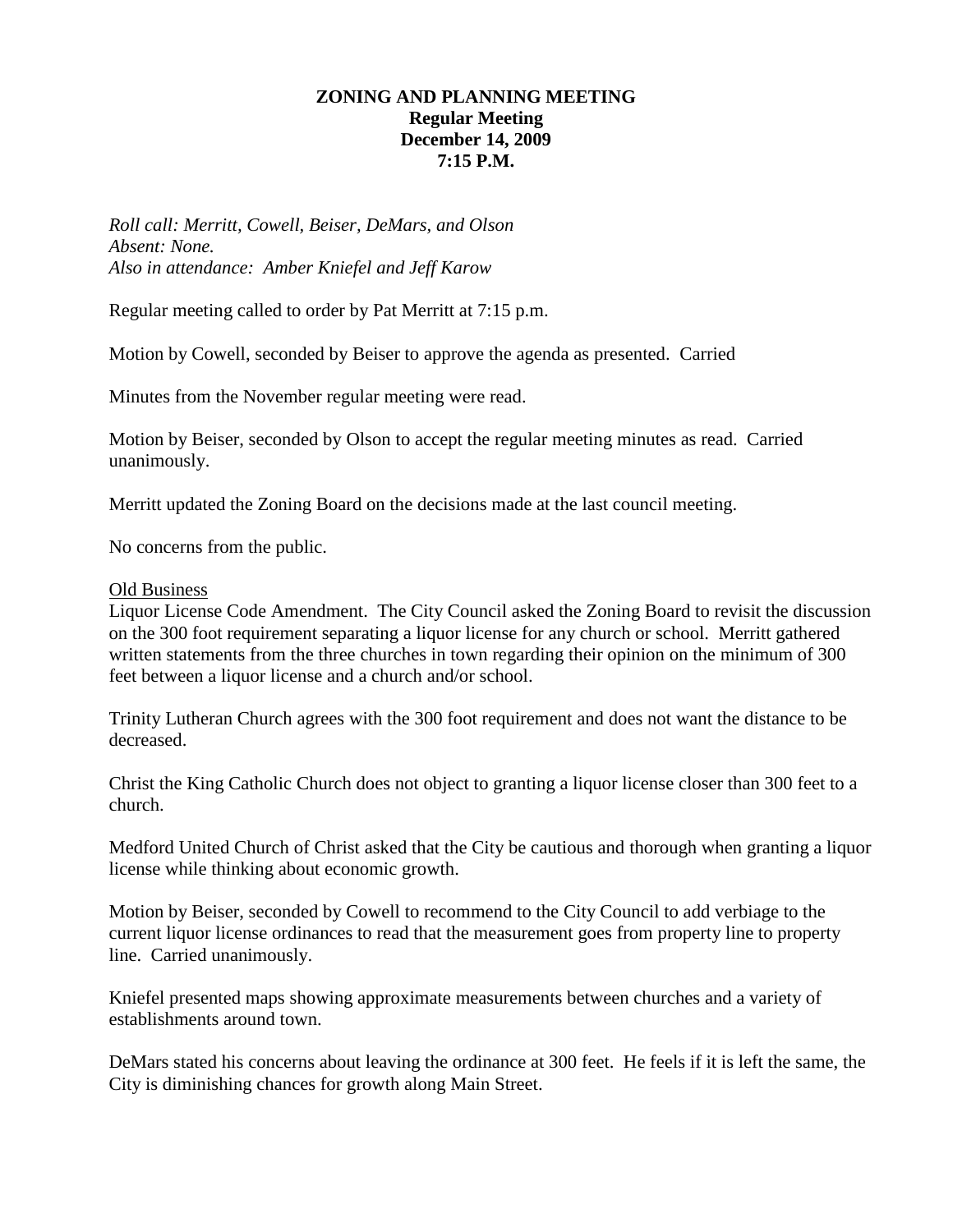**ZONING AND PLANNING MEETING**
**Regular Meeting**
**December 14, 2009**
**7:15 P.M.**

*Roll call: Merritt, Cowell, Beiser, DeMars, and Olson*
*Absent: None.*
*Also in attendance: Amber Kniefel and Jeff Karow*

Regular meeting called to order by Pat Merritt at 7:15 p.m.

Motion by Cowell, seconded by Beiser to approve the agenda as presented. Carried

Minutes from the November regular meeting were read.

Motion by Beiser, seconded by Olson to accept the regular meeting minutes as read. Carried unanimously.

Merritt updated the Zoning Board on the decisions made at the last council meeting.

No concerns from the public.

Old Business

Liquor License Code Amendment. The City Council asked the Zoning Board to revisit the discussion on the 300 foot requirement separating a liquor license for any church or school. Merritt gathered written statements from the three churches in town regarding their opinion on the minimum of 300 feet between a liquor license and a church and/or school.

Trinity Lutheran Church agrees with the 300 foot requirement and does not want the distance to be decreased.

Christ the King Catholic Church does not object to granting a liquor license closer than 300 feet to a church.

Medford United Church of Christ asked that the City be cautious and thorough when granting a liquor license while thinking about economic growth.

Motion by Beiser, seconded by Cowell to recommend to the City Council to add verbiage to the current liquor license ordinances to read that the measurement goes from property line to property line. Carried unanimously.

Kniefel presented maps showing approximate measurements between churches and a variety of establishments around town.

DeMars stated his concerns about leaving the ordinance at 300 feet. He feels if it is left the same, the City is diminishing chances for growth along Main Street.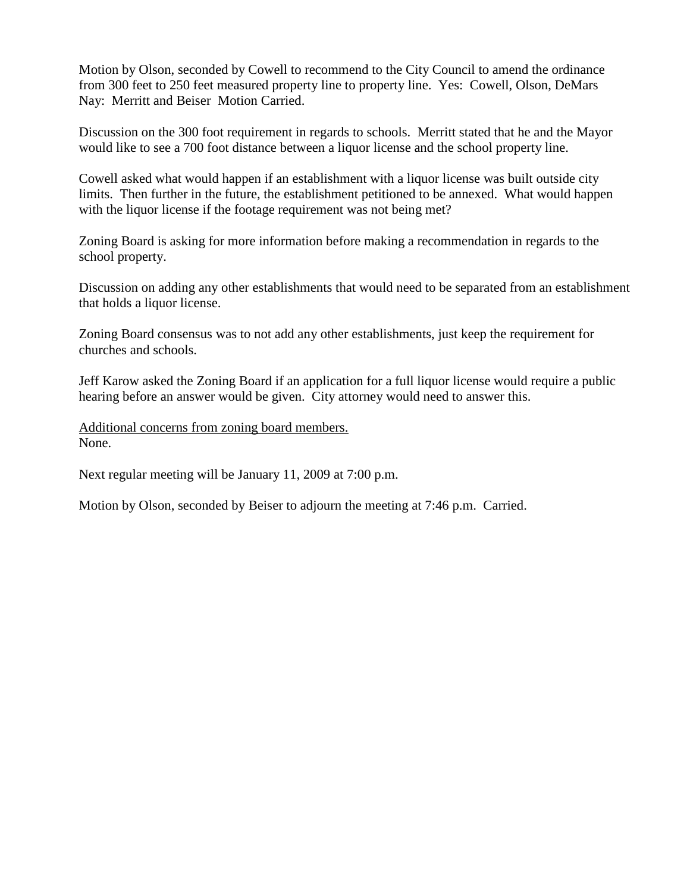Motion by Olson, seconded by Cowell to recommend to the City Council to amend the ordinance from 300 feet to 250 feet measured property line to property line. Yes: Cowell, Olson, DeMars Nay: Merritt and Beiser Motion Carried.

Discussion on the 300 foot requirement in regards to schools. Merritt stated that he and the Mayor would like to see a 700 foot distance between a liquor license and the school property line.

Cowell asked what would happen if an establishment with a liquor license was built outside city limits. Then further in the future, the establishment petitioned to be annexed. What would happen with the liquor license if the footage requirement was not being met?

Zoning Board is asking for more information before making a recommendation in regards to the school property.

Discussion on adding any other establishments that would need to be separated from an establishment that holds a liquor license.

Zoning Board consensus was to not add any other establishments, just keep the requirement for churches and schools.

Jeff Karow asked the Zoning Board if an application for a full liquor license would require a public hearing before an answer would be given. City attorney would need to answer this.

<u>Additional concerns from zoning board members.</u>
None.

Next regular meeting will be January 11, 2009 at 7:00 p.m.

Motion by Olson, seconded by Beiser to adjourn the meeting at 7:46 p.m. Carried.